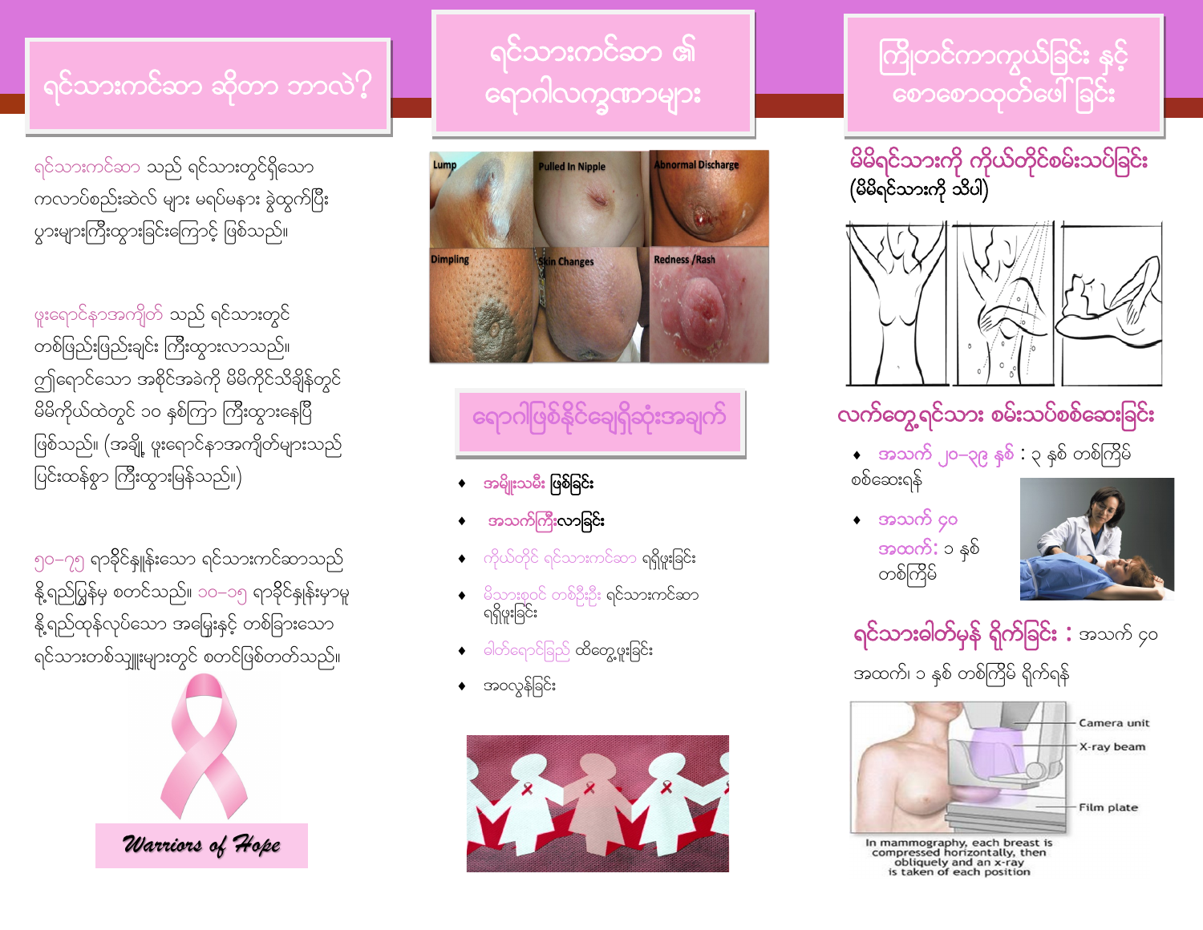# ရင်သားကင်ဆာ ဆိုတာ ဘာလဲ?

ရင်သားကင်ဆာ သည် ရင်သားတွင်ရှိသော ကလာပ်စည်းဆဲလ် များ မရပ်မနား ခွဲထွက်ပြီး ပွားများကြီးထွားခြင်းကြောင့် ဖြစ်သည်။

ဖုးရောင်နာအကျိတ် သည် ရင်သားတွင် တစ်ဖြည်းဖြည်းချင်း ကြီးထွားလာသည်။ ဤရောင်သော အစိုင်အခဲကို မိမိကိုယ်သိချိန်တွင် မိမိကိုယ်ထဲတွင် ၁၀ နှစ်ကြာ ကြီးထွားနေပြီ ဖြစ်သည်။ (အချို့ ဖုးရောင်နာအကျိတ်များသည် ပြင်းထန်စွာ ကြီးထွားမြန်သည်။)

၅၀–၇၅ ရာခိုင်နှုန်းသော ရင်သားကင်ဆာသည် နို့ရည်ပြွန်မှ စတင်သည်။ ၁၀–၁၅ ရာခိုင်နှုန်းမှာမူ နို့ရည်ထုန်လုပ်သော အမြေးနှင့် တစ်ခြားသော ရင်သားတစ်သျှူးများတွင် စတင်ဖြစ်တတ်သည်။

*Warriors of Hope*

# ရင်သားကင်ဆာ ၏ ရောဂါလက္ခဏာများ

Lump | Pulled In Nipple | Abnormal Discharge | Dimpling | Skin Changes | Redness /Rash

## ရောဂါဖြစ်နိုင်ချေရှိဆုံးအချက်

- အမျိုးသမီး ဖြစ်ခြင်း
- အသက်ကြီးလာခြင်း
- ကိုယ်တိုင် ရင်သားကင်ဆာ ရှိဖူးခြင်း
- မိသားစုဝင် တစ်ဦးဦး ရင်သားကင်ဆာ ရှိဖူးခြင်း
- ဓါတ်ရောင်ခြည် ထိတွေ့ဖူးခြင်း
- အဝလွန်ခြင်း

# ကြိုတင်ကာကွယ်ခြင်း နှင့် စောစောထုတ်ဖေါ်ခြင်း

## မိမိရင်သားကို ကိုယ်တိုင်စမ်းသပ်ခြင်း (မိမိရင်သားကို သိပါ)

## လက်တွေ့ရင်သား စမ်းသပ်စစ်ဆေးခြင်း

- အသက် ၂၀–၃၉ နှစ် : ၃ နှစ် တစ်ကြိမ် စစ်ဆေးရန်
- အသက် ၄၀ အထက်: ၁ နှစ် တစ်ကြိမ်

## ရင်သားဓါတ်မှန် ရိုက်ခြင်း : အသက် ၄၀ အထက်၊ ၁ နှစ် တစ်ကြိမ် ရိုက်ရန်

Camera unit

X-ray beam

Film plate

In mammography, each breast is compressed horizontally, then obliquely and an x-ray is taken of each position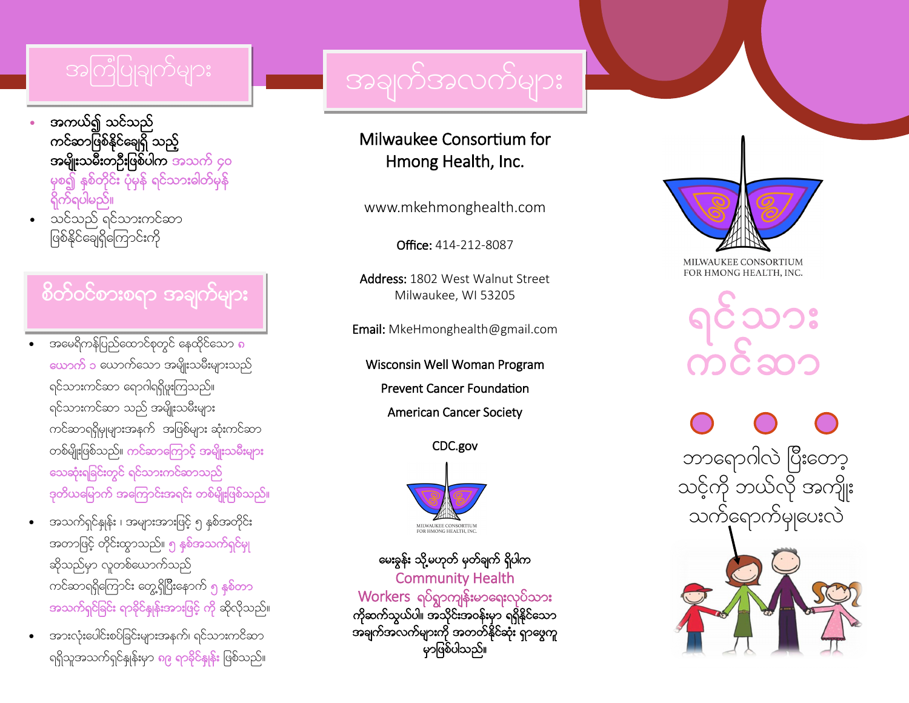## အကြံပြုချက်များ

- **အကယ်၍ သင်သည် ကင်ဆာဖြစ်နိုင်ချေရှိ သည့် အမျိုးသမီးတဦးဖြစ်ပါက** အသက် ၄၀ မှစ၍ နှစ်တိုင်း ပုံမှန် ရင်သားဓါတ်မှန် ရိုက်ရပါမည်။
- သင်သည် ရင်သားကင်ဆာ ဖြစ်နိုင်ချေရှိကြောင်းကို

## စိတ်ဝင်စားစရာ အချက်များ

- အမေရိကန်ပြည်ထောင်စုတွင် နေထိုင်သော ၈ ယောက် ၁ ယောက်သော အမျိုးသမီးများသည် ရင်သားကင်ဆာ ရောဂါရရှိဖူးကြသည်။ ရင်သားကင်ဆာ သည် အမျိုးသမီးများ ကင်ဆာရရှိမှုများအနက် အဖြစ်များ ဆုံးကင်ဆာ တစ်မျိုးဖြစ်သည်။ ကင်ဆာကြောင့် အမျိုးသမီးများ သေဆုံးရခြင်းတွင် ရင်သားကင်ဆာသည် ဒုတိယမြောက် အကြောင်းအရင်း တစ်မျိုးဖြစ်သည်။
- အသက်ရှင်နှုန်း ၊ အများအားဖြင့် ၅ နှစ်အတိုင်း အတာဖြင့် တိုင်းထွာသည်။ ၅ နှစ်အသက်ရှင်မှု ဆိုသည်မှာ လူတစ်ယောက်သည် ကင်ဆာရရှိကြောင်း တွေ့ရှိပြီးနောက် ၅ နှစ်တာ အသက်ရှင်ခြင်း ရာခိုင်နှုန်းအားဖြင့် ကို ဆိုလိုသည်။
- အားလုံးပေါင်းစပ်ခြင်းများအနက်၊ ရင်သားကင်ဆာ ရရှိသူအသက်ရှင်နှုန်းမှာ ၈၉ ရာခိုင်နှုန်း ဖြစ်သည်။

## အချက်အလက်များ

Milwaukee Consortium for Hmong Health, Inc.

www.mkehmonghealth.com

**Office:** 414-212-8087

**Address:** 1802 West Walnut Street Milwaukee, WI 53205

**Email:** MkeHmonghealth@gmail.com

Wisconsin Well Woman Program

Prevent Cancer Foundation

American Cancer Society

CDC.gov

MILWAUKEE CONSORTIUM FOR HMONG HEALTH, INC.

**မေးခွန်း သို့မဟုတ် မှတ်ချက် ရှိပါက** Community Health Workers **ရပ်ရွာကျန်းမာရေးလုပ်သား ကိုဆက်သွယ်ပါ။ အသိုင်းအဝန်းမှာ ရှိနိုင်သော အချက်အလက်များကို အတတ်နိုင်ဆုံး ရှာဖွေကူ မှာဖြစ်ပါသည်။**

MILWAUKEE CONSORTIUM FOR HMONG HEALTH, INC.

# ရင်သား ကင်ဆာ

ဘာရောဂါလဲ ပြီးတော့ သင့်ကို ဘယ်လို အကျိုး သက်ရောက်မှုပေးလဲ